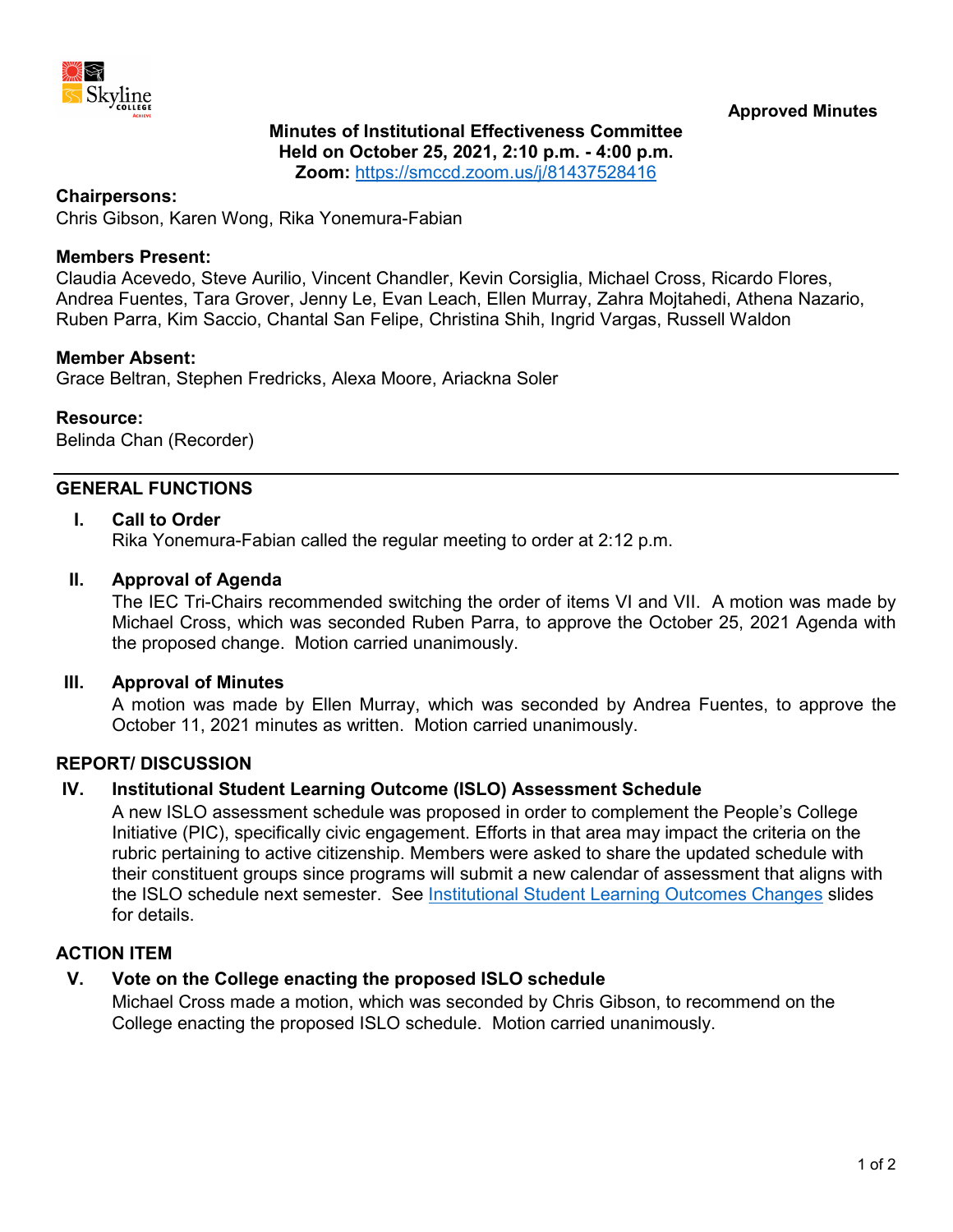**Approved Minutes**

# Minutes of Institutional Effectiveness Committee
**Held on October 25, 2021, 2:10 p.m. - 4:00 p.m.**
**Zoom:** https://smccd.zoom.us/j/81437528416

**Chairpersons:**
Chris Gibson, Karen Wong, Rika Yonemura-Fabian

**Members Present:**
Claudia Acevedo, Steve Aurilio, Vincent Chandler, Kevin Corsiglia, Michael Cross, Ricardo Flores, Andrea Fuentes, Tara Grover, Jenny Le, Evan Leach, Ellen Murray, Zahra Mojtahedi, Athena Nazario, Ruben Parra, Kim Saccio, Chantal San Felipe, Christina Shih, Ingrid Vargas, Russell Waldon

**Member Absent:**
Grace Beltran, Stephen Fredricks, Alexa Moore, Ariackna Soler

**Resource:**
Belinda Chan (Recorder)

---

## GENERAL FUNCTIONS

### I. Call to Order
Rika Yonemura-Fabian called the regular meeting to order at 2:12 p.m.

### II. Approval of Agenda
The IEC Tri-Chairs recommended switching the order of items VI and VII. A motion was made by Michael Cross, which was seconded Ruben Parra, to approve the October 25, 2021 Agenda with the proposed change. Motion carried unanimously.

### III. Approval of Minutes
A motion was made by Ellen Murray, which was seconded by Andrea Fuentes, to approve the October 11, 2021 minutes as written. Motion carried unanimously.

## REPORT/ DISCUSSION

### IV. Institutional Student Learning Outcome (ISLO) Assessment Schedule
A new ISLO assessment schedule was proposed in order to complement the People's College Initiative (PIC), specifically civic engagement. Efforts in that area may impact the criteria on the rubric pertaining to active citizenship. Members were asked to share the updated schedule with their constituent groups since programs will submit a new calendar of assessment that aligns with the ISLO schedule next semester. See Institutional Student Learning Outcomes Changes slides for details.

## ACTION ITEM

### V. Vote on the College enacting the proposed ISLO schedule
Michael Cross made a motion, which was seconded by Chris Gibson, to recommend on the College enacting the proposed ISLO schedule. Motion carried unanimously.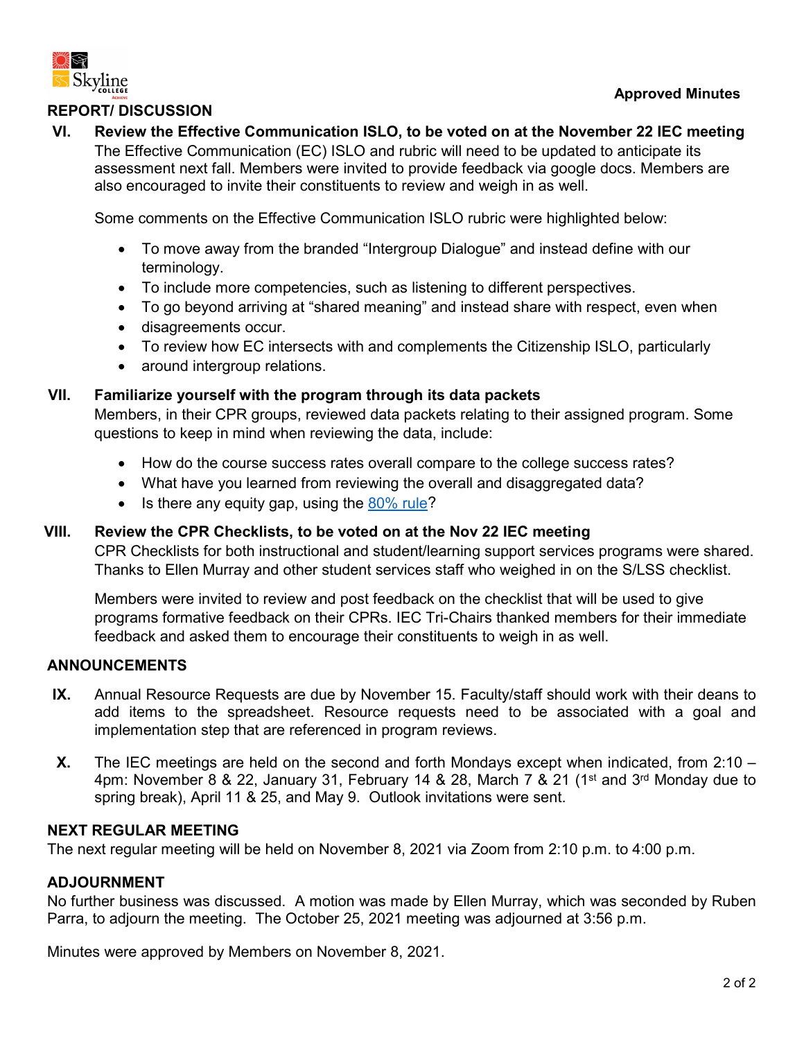**Approved Minutes**

## REPORT/ DISCUSSION

**VI. Review the Effective Communication ISLO, to be voted on at the November 22 IEC meeting**

The Effective Communication (EC) ISLO and rubric will need to be updated to anticipate its assessment next fall. Members were invited to provide feedback via google docs. Members are also encouraged to invite their constituents to review and weigh in as well.

Some comments on the Effective Communication ISLO rubric were highlighted below:

- To move away from the branded "Intergroup Dialogue" and instead define with our terminology.
- To include more competencies, such as listening to different perspectives.
- To go beyond arriving at "shared meaning" and instead share with respect, even when
- disagreements occur.
- To review how EC intersects with and complements the Citizenship ISLO, particularly
- around intergroup relations.

**VII. Familiarize yourself with the program through its data packets**

Members, in their CPR groups, reviewed data packets relating to their assigned program. Some questions to keep in mind when reviewing the data, include:

- How do the course success rates overall compare to the college success rates?
- What have you learned from reviewing the overall and disaggregated data?
- Is there any equity gap, using the 80% rule?

**VIII. Review the CPR Checklists, to be voted on at the Nov 22 IEC meeting**

CPR Checklists for both instructional and student/learning support services programs were shared. Thanks to Ellen Murray and other student services staff who weighed in on the S/LSS checklist.

Members were invited to review and post feedback on the checklist that will be used to give programs formative feedback on their CPRs. IEC Tri-Chairs thanked members for their immediate feedback and asked them to encourage their constituents to weigh in as well.

## ANNOUNCEMENTS

**IX.** Annual Resource Requests are due by November 15. Faculty/staff should work with their deans to add items to the spreadsheet. Resource requests need to be associated with a goal and implementation step that are referenced in program reviews.

**X.** The IEC meetings are held on the second and forth Mondays except when indicated, from 2:10 – 4pm: November 8 & 22, January 31, February 14 & 28, March 7 & 21 (1st and 3rd Monday due to spring break), April 11 & 25, and May 9. Outlook invitations were sent.

## NEXT REGULAR MEETING

The next regular meeting will be held on November 8, 2021 via Zoom from 2:10 p.m. to 4:00 p.m.

## ADJOURNMENT

No further business was discussed. A motion was made by Ellen Murray, which was seconded by Ruben Parra, to adjourn the meeting. The October 25, 2021 meeting was adjourned at 3:56 p.m.

Minutes were approved by Members on November 8, 2021.